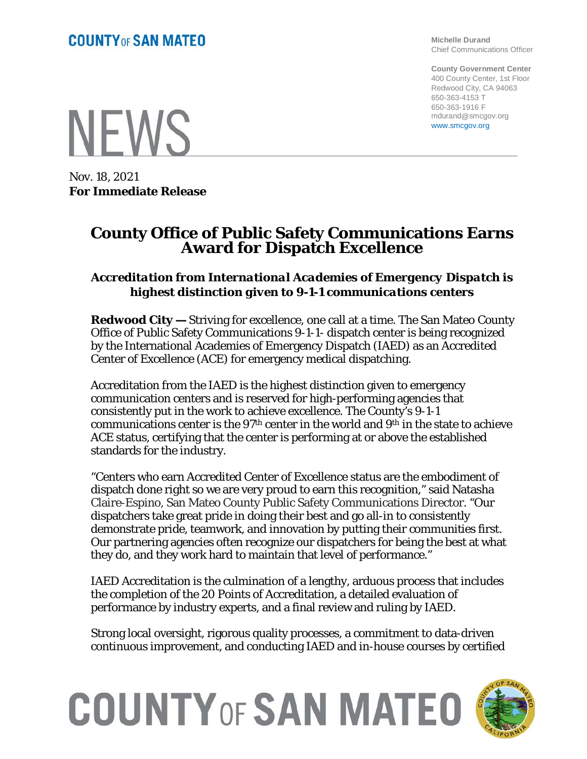**COUNTY OF SAN MATEO**

**Michelle Durand**
Chief Communications Officer

**County Government Center**
400 County Center, 1st Floor
Redwood City, CA 94063
650-363-4153 T
650-363-1916 F
mdurand@smcgov.org
www.smcgov.org

# NEWS

Nov. 18, 2021
**For Immediate Release**

# County Office of Public Safety Communications Earns Award for Dispatch Excellence

### *Accreditation from International Academies of Emergency Dispatch is highest distinction given to 9-1-1 communications centers*

**Redwood City —** Striving for excellence, one call at a time. The San Mateo County Office of Public Safety Communications 9-1-1- dispatch center is being recognized by the International Academies of Emergency Dispatch (IAED) as an Accredited Center of Excellence (ACE) for emergency medical dispatching.

Accreditation from the IAED is the highest distinction given to emergency communication centers and is reserved for high-performing agencies that consistently put in the work to achieve excellence. The County's 9-1-1 communications center is the 97th center in the world and 9th in the state to achieve ACE status, certifying that the center is performing at or above the established standards for the industry.

"Centers who earn Accredited Center of Excellence status are the embodiment of dispatch done right so we are very proud to earn this recognition," said Natasha Claire-Espino, San Mateo County Public Safety Communications Director. "Our dispatchers take great pride in doing their best and go all-in to consistently demonstrate pride, teamwork, and innovation by putting their communities first. Our partnering agencies often recognize our dispatchers for being the best at what they do, and they work hard to maintain that level of performance."

IAED Accreditation is the culmination of a lengthy, arduous process that includes the completion of the 20 Points of Accreditation, a detailed evaluation of performance by industry experts, and a final review and ruling by IAED.

Strong local oversight, rigorous quality processes, a commitment to data-driven continuous improvement, and conducting IAED and in-house courses by certified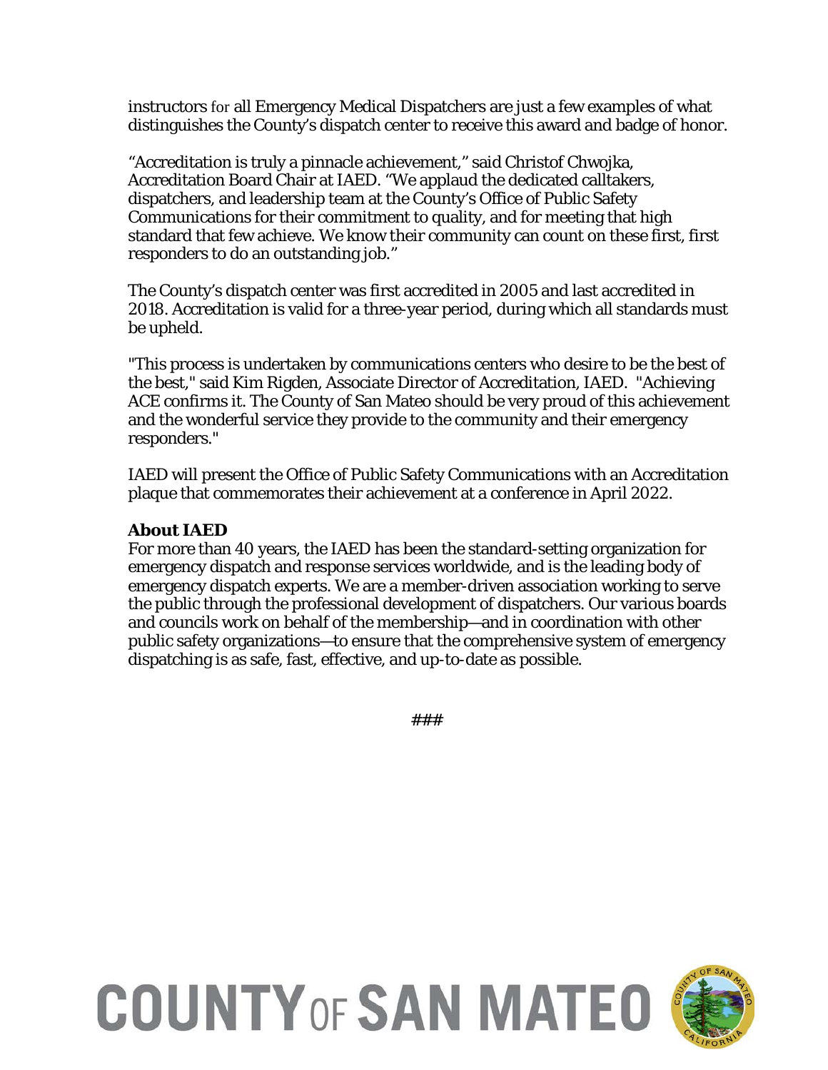instructors for all Emergency Medical Dispatchers are just a few examples of what distinguishes the County's dispatch center to receive this award and badge of honor.

"Accreditation is truly a pinnacle achievement," said Christof Chwojka, Accreditation Board Chair at IAED. "We applaud the dedicated calltakers, dispatchers, and leadership team at the County's Office of Public Safety Communications for their commitment to quality, and for meeting that high standard that few achieve. We know their community can count on these first, first responders to do an outstanding job."

The County's dispatch center was first accredited in 2005 and last accredited in 2018. Accreditation is valid for a three-year period, during which all standards must be upheld.

"This process is undertaken by communications centers who desire to be the best of the best," said Kim Rigden, Associate Director of Accreditation, IAED. "Achieving ACE confirms it. The County of San Mateo should be very proud of this achievement and the wonderful service they provide to the community and their emergency responders."

IAED will present the Office of Public Safety Communications with an Accreditation plaque that commemorates their achievement at a conference in April 2022.

**About IAED**

For more than 40 years, the IAED has been the standard-setting organization for emergency dispatch and response services worldwide, and is the leading body of emergency dispatch experts. We are a member-driven association working to serve the public through the professional development of dispatchers. Our various boards and councils work on behalf of the membership—and in coordination with other public safety organizations—to ensure that the comprehensive system of emergency dispatching is as safe, fast, effective, and up-to-date as possible.

###